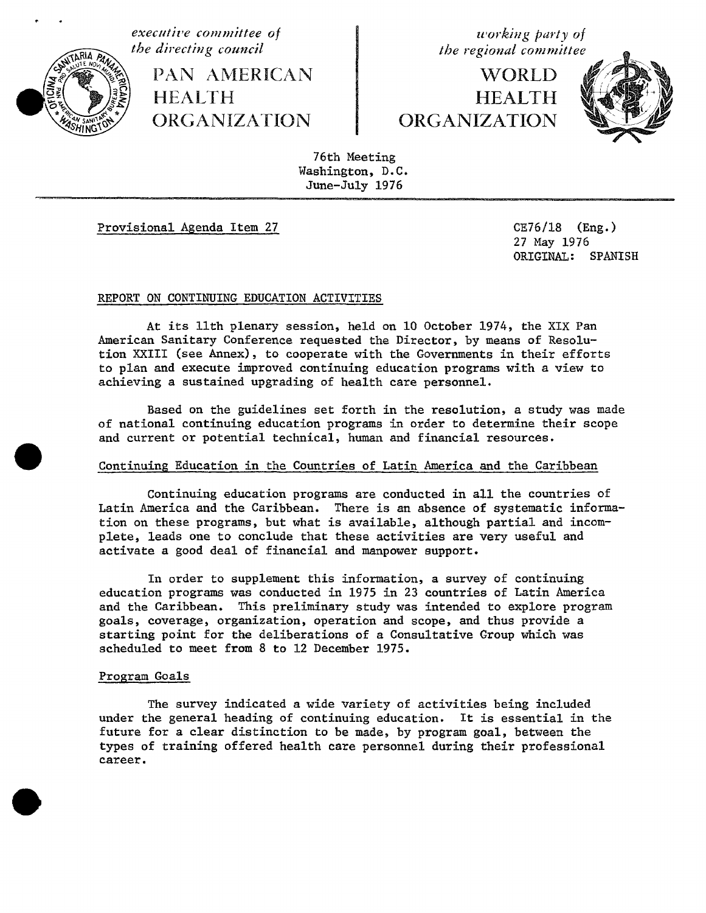*executive committee of the directing council*

PAN AMERICAN HEALTH ORGANIZATION

*working party of the regional committee*

WORLD HEALTH ORGANIZATION

76th Meeting
Washington, D.C.
June-July 1976

Provisional Agenda Item 27

CE76/18 (Eng.)
27 May 1976
ORIGINAL: SPANISH

## REPORT ON CONTINUING EDUCATION ACTIVITIES

At its 11th plenary session, held on 10 October 1974, the XIX Pan American Sanitary Conference requested the Director, by means of Resolution XXIII (see Annex), to cooperate with the Governments in their efforts to plan and execute improved continuing education programs with a view to achieving a sustained upgrading of health care personnel.

Based on the guidelines set forth in the resolution, a study was made of national continuing education programs in order to determine their scope and current or potential technical, human and financial resources.

### Continuing Education in the Countries of Latin America and the Caribbean

Continuing education programs are conducted in all the countries of Latin America and the Caribbean. There is an absence of systematic information on these programs, but what is available, although partial and incomplete, leads one to conclude that these activities are very useful and activate a good deal of financial and manpower support.

In order to supplement this information, a survey of continuing education programs was conducted in 1975 in 23 countries of Latin America and the Caribbean. This preliminary study was intended to explore program goals, coverage, organization, operation and scope, and thus provide a starting point for the deliberations of a Consultative Group which was scheduled to meet from 8 to 12 December 1975.

### Program Goals

The survey indicated a wide variety of activities being included under the general heading of continuing education. It is essential in the future for a clear distinction to be made, by program goal, between the types of training offered health care personnel during their professional career.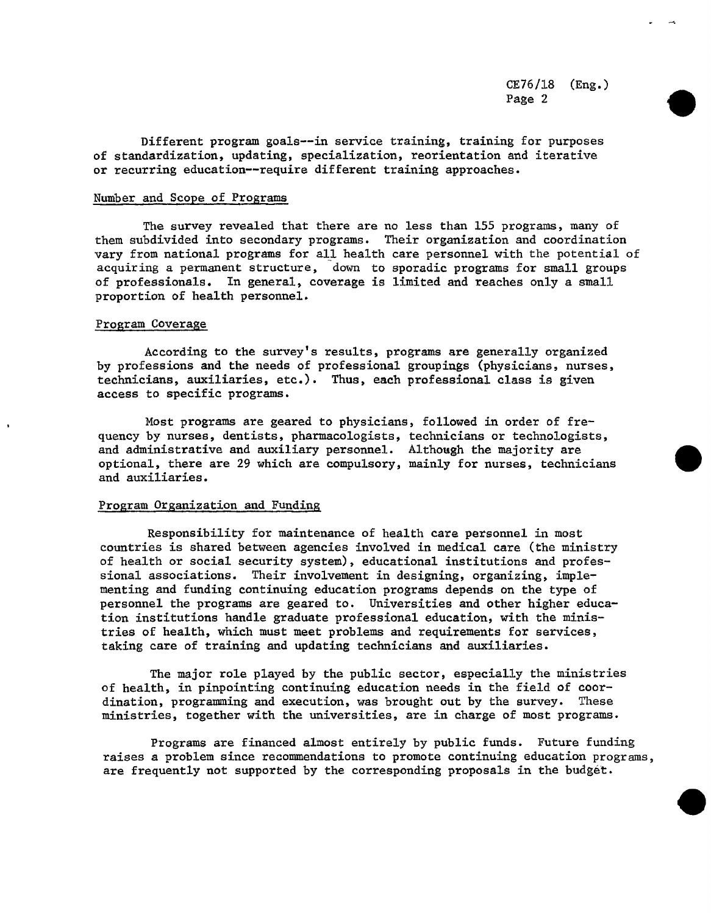Different program goals--in service training, training for purposes of standardization, updating, specialization, reorientation and iterative or recurring education--require different training approaches.

## Number and Scope of Programs

The survey revealed that there are no less than 155 programs, many of them subdivided into secondary programs. Their organization and coordination vary from national programs for all health care personnel with the potential of acquiring a permanent structure, down to sporadic programs for small groups of professionals. In general, coverage is limited and reaches only a small proportion of health personnel.

## Program Coverage

According to the survey's results, programs are generally organized by professions and the needs of professional groupings (physicians, nurses, technicians, auxiliaries, etc.). Thus, each professional class is given access to specific programs.

Most programs are geared to physicians, followed in order of frequency by nurses, dentists, pharmacologists, technicians or technologists, and administrative and auxiliary personnel. Although the majority are optional, there are 29 which are compulsory, mainly for nurses, technicians and auxiliaries.

## Program Organization and Funding

Responsibility for maintenance of health care personnel in most countries is shared between agencies involved in medical care (the ministry of health or social security system), educational institutions and professional associations. Their involvement in designing, organizing, implementing and funding continuing education programs depends on the type of personnel the programs are geared to. Universities and other higher education institutions handle graduate professional education, with the ministries of health, which must meet problems and requirements for services, taking care of training and updating technicians and auxiliaries.

The major role played by the public sector, especially the ministries of health, in pinpointing continuing education needs in the field of coordination, programming and execution, was brought out by the survey. These ministries, together with the universities, are in charge of most programs.

Programs are financed almost entirely by public funds. Future funding raises a problem since recommendations to promote continuing education programs, are frequently not supported by the corresponding proposals in the budget.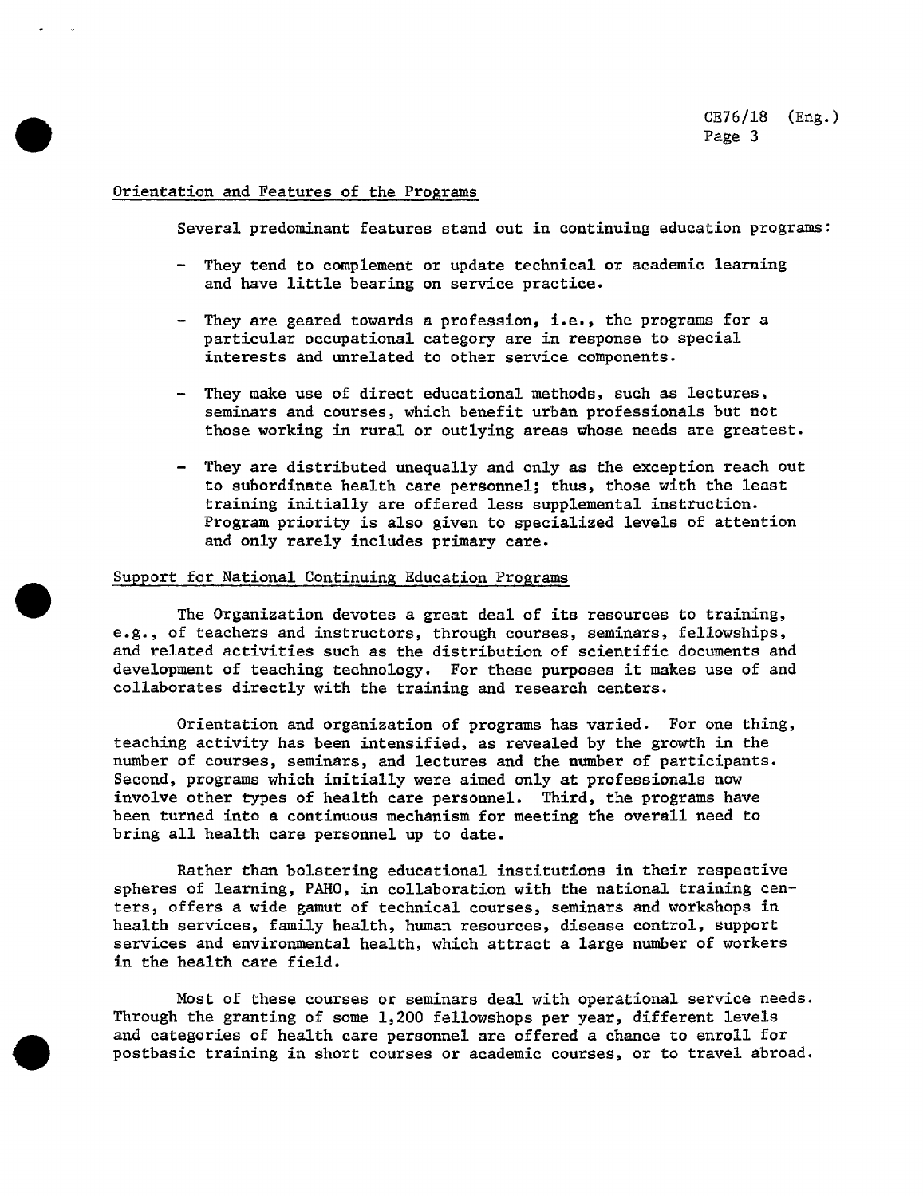## Orientation and Features of the Programs

Several predominant features stand out in continuing education programs:

- They tend to complement or update technical or academic learning and have little bearing on service practice.
- They are geared towards a profession, i.e., the programs for a particular occupational category are in response to special interests and unrelated to other service components.
- They make use of direct educational methods, such as lectures, seminars and courses, which benefit urban professionals but not those working in rural or outlying areas whose needs are greatest.
- They are distributed unequally and only as the exception reach out to subordinate health care personnel; thus, those with the least training initially are offered less supplemental instruction. Program priority is also given to specialized levels of attention and only rarely includes primary care.

## Support for National Continuing Education Programs

The Organization devotes a great deal of its resources to training, e.g., of teachers and instructors, through courses, seminars, fellowships, and related activities such as the distribution of scientific documents and development of teaching technology. For these purposes it makes use of and collaborates directly with the training and research centers.

Orientation and organization of programs has varied. For one thing, teaching activity has been intensified, as revealed by the growth in the number of courses, seminars, and lectures and the number of participants. Second, programs which initially were aimed only at professionals now involve other types of health care personnel. Third, the programs have been turned into a continuous mechanism for meeting the overall need to bring all health care personnel up to date.

Rather than bolstering educational institutions in their respective spheres of learning, PAHO, in collaboration with the national training centers, offers a wide gamut of technical courses, seminars and workshops in health services, family health, human resources, disease control, support services and environmental health, which attract a large number of workers in the health care field.

Most of these courses or seminars deal with operational service needs. Through the granting of some 1,200 fellowshops per year, different levels and categories of health care personnel are offered a chance to enroll for postbasic training in short courses or academic courses, or to travel abroad.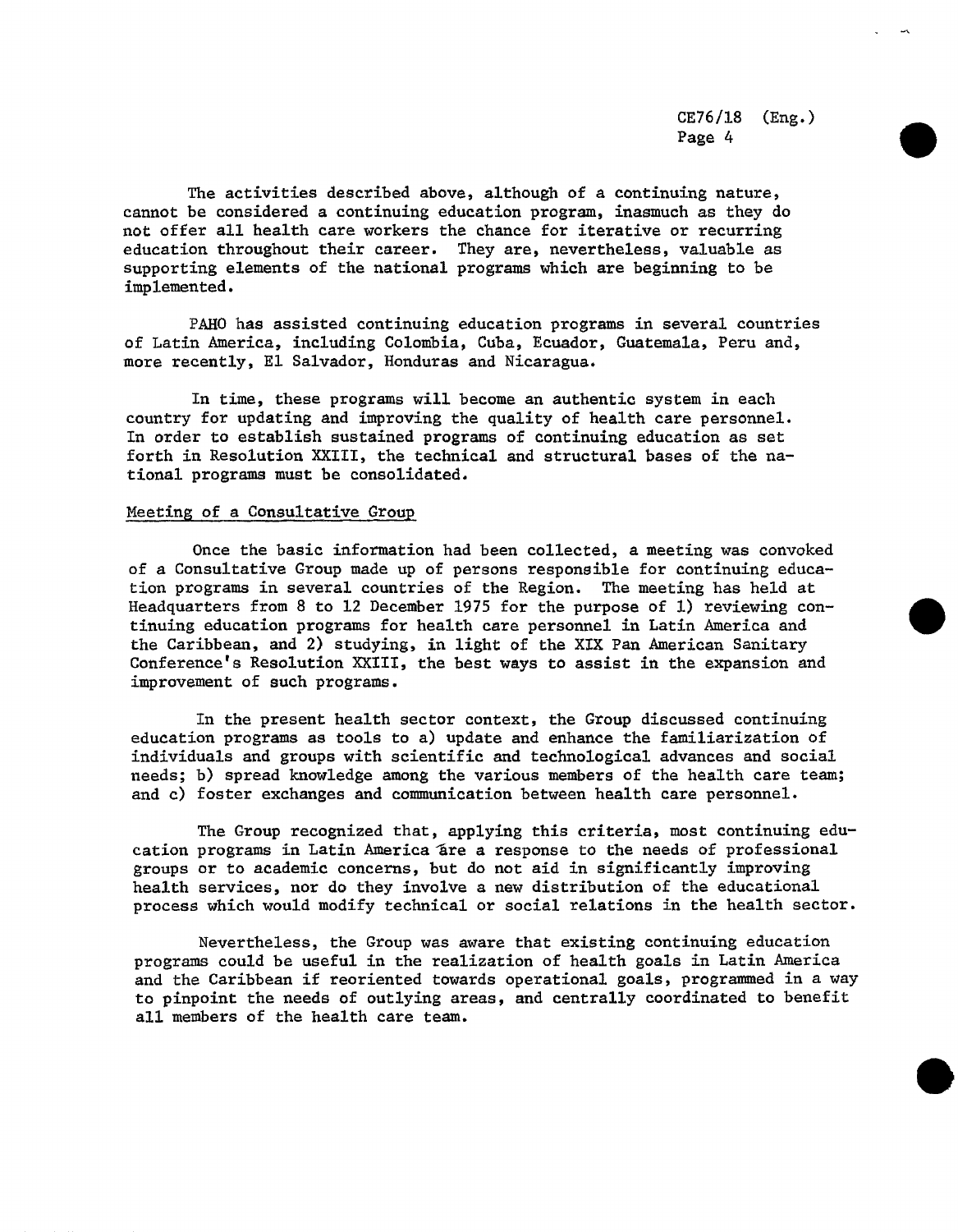The activities described above, although of a continuing nature, cannot be considered a continuing education program, inasmuch as they do not offer all health care workers the chance for iterative or recurring education throughout their career. They are, nevertheless, valuable as supporting elements of the national programs which are beginning to be implemented.

PAHO has assisted continuing education programs in several countries of Latin America, including Colombia, Cuba, Ecuador, Guatemala, Peru and, more recently, El Salvador, Honduras and Nicaragua.

In time, these programs will become an authentic system in each country for updating and improving the quality of health care personnel. In order to establish sustained programs of continuing education as set forth in Resolution XXIII, the technical and structural bases of the national programs must be consolidated.

Meeting of a Consultative Group

Once the basic information had been collected, a meeting was convoked of a Consultative Group made up of persons responsible for continuing education programs in several countries of the Region. The meeting has held at Headquarters from 8 to 12 December 1975 for the purpose of 1) reviewing continuing education programs for health care personnel in Latin America and the Caribbean, and 2) studying, in light of the XIX Pan American Sanitary Conference's Resolution XXIII, the best ways to assist in the expansion and improvement of such programs.

In the present health sector context, the Group discussed continuing education programs as tools to a) update and enhance the familiarization of individuals and groups with scientific and technological advances and social needs; b) spread knowledge among the various members of the health care team; and c) foster exchanges and communication between health care personnel.

The Group recognized that, applying this criteria, most continuing education programs in Latin America are a response to the needs of professional groups or to academic concerns, but do not aid in significantly improving health services, nor do they involve a new distribution of the educational process which would modify technical or social relations in the health sector.

Nevertheless, the Group was aware that existing continuing education programs could be useful in the realization of health goals in Latin America and the Caribbean if reoriented towards operational goals, programmed in a way to pinpoint the needs of outlying areas, and centrally coordinated to benefit all members of the health care team.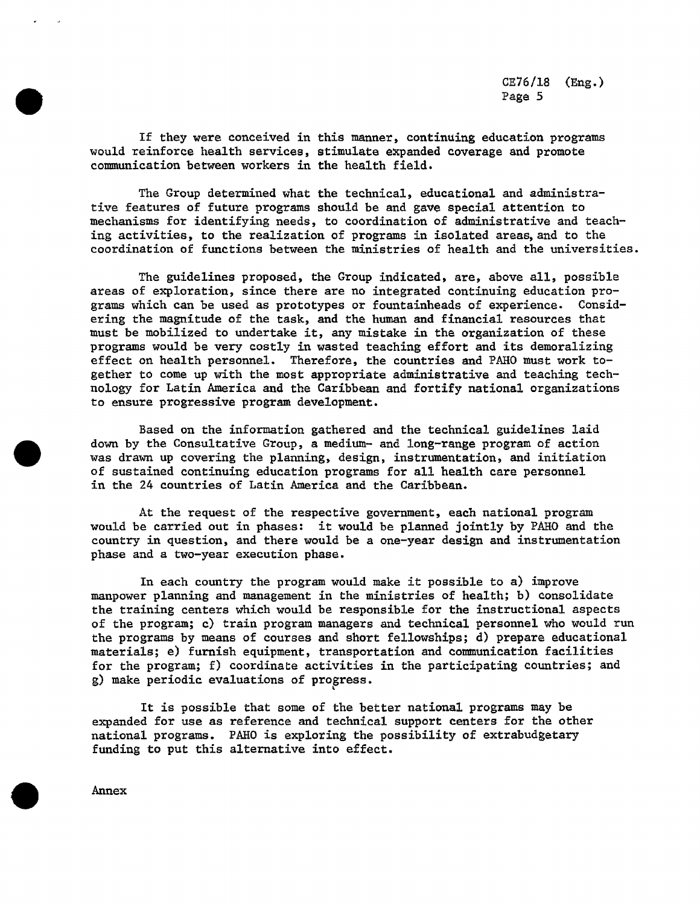If they were conceived in this manner, continuing education programs would reinforce health services, stimulate expanded coverage and promote communication between workers in the health field.

The Group determined what the technical, educational and administrative features of future programs should be and gave special attention to mechanisms for identifying needs, to coordination of administrative and teaching activities, to the realization of programs in isolated areas, and to the coordination of functions between the ministries of health and the universities.

The guidelines proposed, the Group indicated, are, above all, possible areas of exploration, since there are no integrated continuing education programs which can be used as prototypes or fountainheads of experience. Considering the magnitude of the task, and the human and financial resources that must be mobilized to undertake it, any mistake in the organization of these programs would be very costly in wasted teaching effort and its demoralizing effect on health personnel. Therefore, the countries and PAHO must work together to come up with the most appropriate administrative and teaching technology for Latin America and the Caribbean and fortify national organizations to ensure progressive program development.

Based on the information gathered and the technical guidelines laid down by the Consultative Group, a medium- and long-range program of action was drawn up covering the planning, design, instrumentation, and initiation of sustained continuing education programs for all health care personnel in the 24 countries of Latin America and the Caribbean.

At the request of the respective government, each national program would be carried out in phases: it would be planned jointly by PAHO and the country in question, and there would be a one-year design and instrumentation phase and a two-year execution phase.

In each country the program would make it possible to a) improve manpower planning and management in the ministries of health; b) consolidate the training centers which would be responsible for the instructional aspects of the program; c) train program managers and technical personnel who would run the programs by means of courses and short fellowships; d) prepare educational materials; e) furnish equipment, transportation and communication facilities for the program; f) coordinate activities in the participating countries; and g) make periodic evaluations of progress.

It is possible that some of the better national programs may be expanded for use as reference and technical support centers for the other national programs. PAHO is exploring the possibility of extrabudgetary funding to put this alternative into effect.

Annex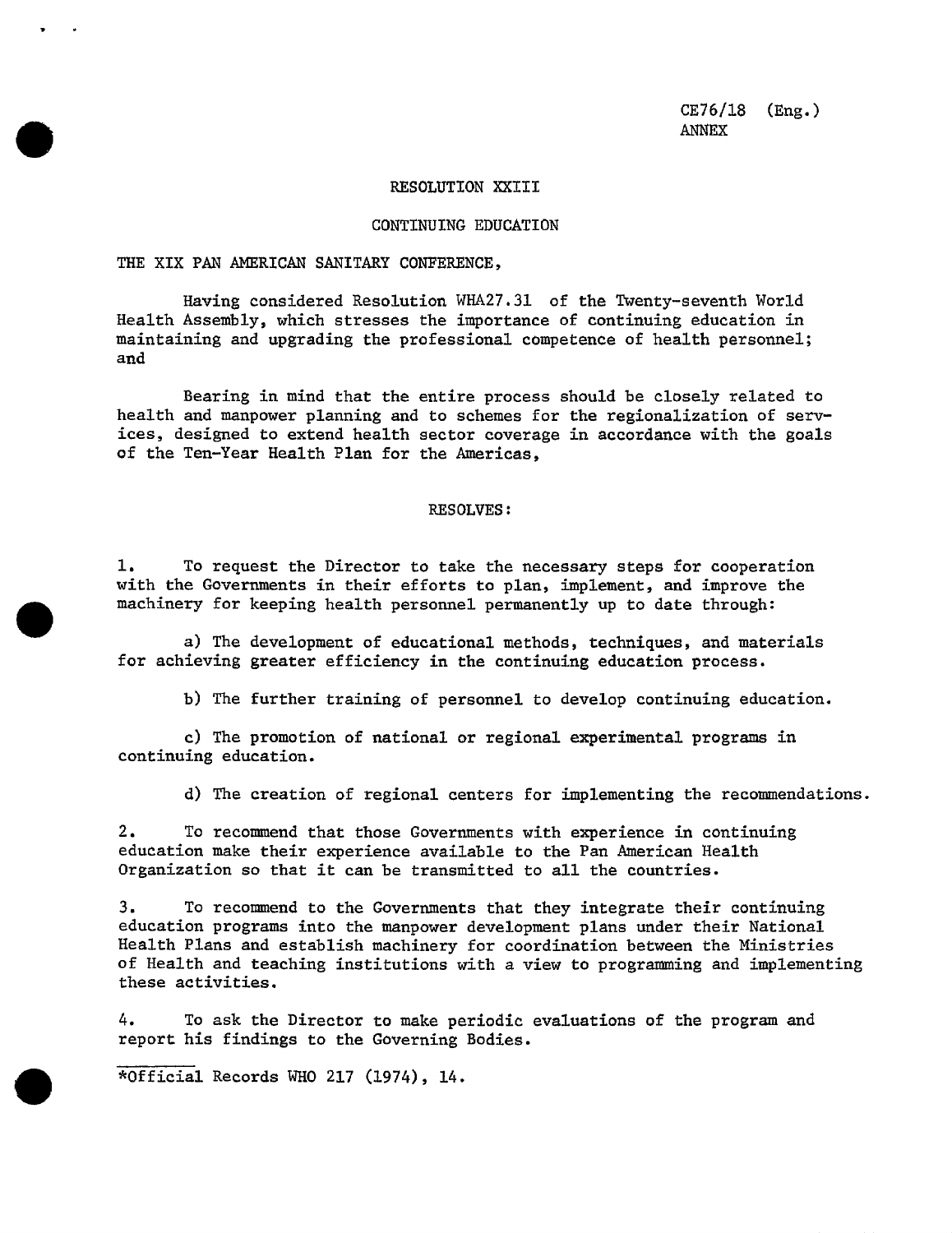CE76/18 (Eng.)
ANNEX

# RESOLUTION XXIII

## CONTINUING EDUCATION

THE XIX PAN AMERICAN SANITARY CONFERENCE,

Having considered Resolution WHA27.31 of the Twenty-seventh World Health Assembly, which stresses the importance of continuing education in maintaining and upgrading the professional competence of health personnel; and

Bearing in mind that the entire process should be closely related to health and manpower planning and to schemes for the regionalization of services, designed to extend health sector coverage in accordance with the goals of the Ten-Year Health Plan for the Americas,

RESOLVES:

1. To request the Director to take the necessary steps for cooperation with the Governments in their efforts to plan, implement, and improve the machinery for keeping health personnel permanently up to date through:

   a) The development of educational methods, techniques, and materials for achieving greater efficiency in the continuing education process.

   b) The further training of personnel to develop continuing education.

   c) The promotion of national or regional experimental programs in continuing education.

   d) The creation of regional centers for implementing the recommendations.

2. To recommend that those Governments with experience in continuing education make their experience available to the Pan American Health Organization so that it can be transmitted to all the countries.

3. To recommend to the Governments that they integrate their continuing education programs into the manpower development plans under their National Health Plans and establish machinery for coordination between the Ministries of Health and teaching institutions with a view to programming and implementing these activities.

4. To ask the Director to make periodic evaluations of the program and report his findings to the Governing Bodies.

---

*Official Records WHO 217 (1974), 14.